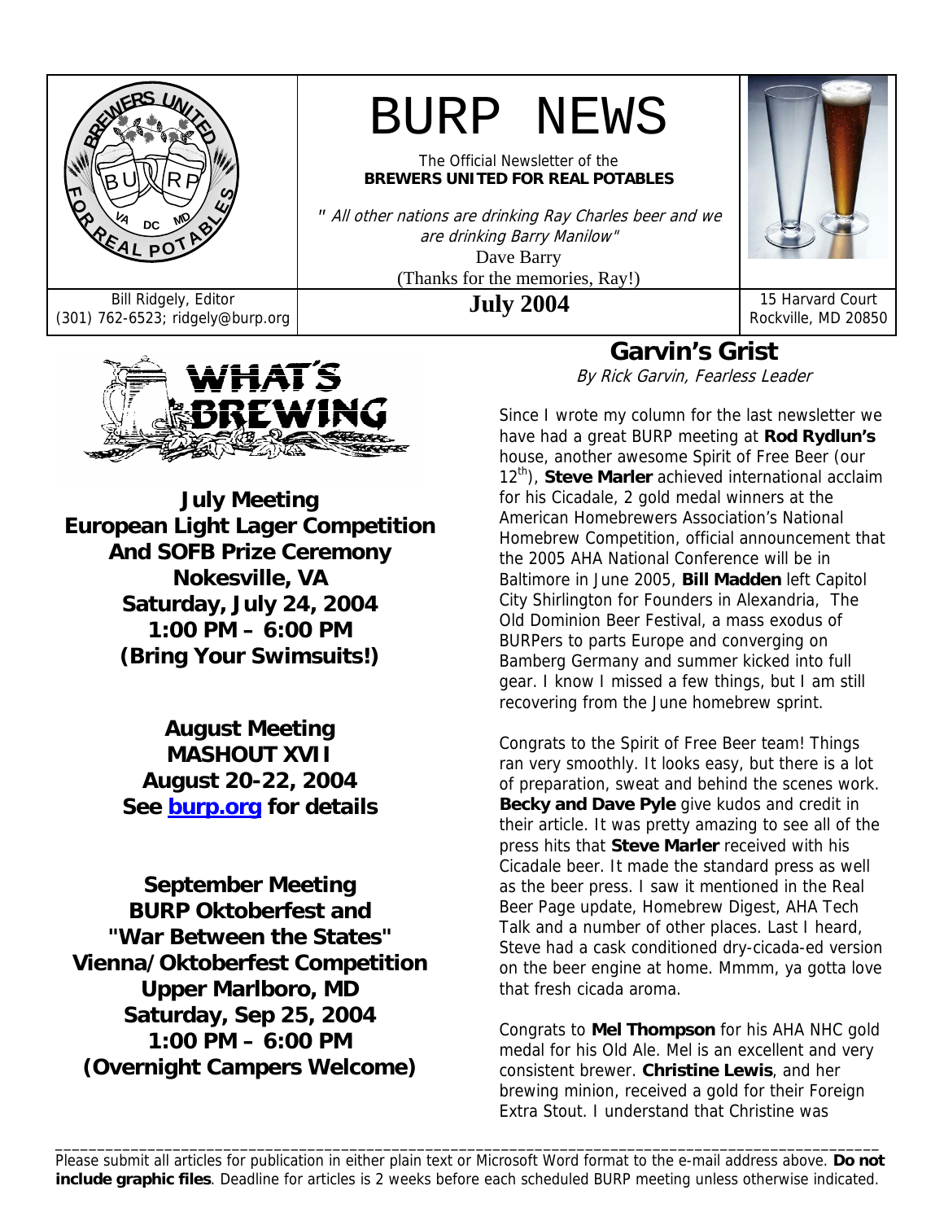# BURP NEWS

The Official Newsletter of the
**BREWERS UNITED FOR REAL POTABLES**

*" All other nations are drinking Ray Charles beer and we are drinking Barry Manilow"*
Dave Barry
(Thanks for the memories, Ray!)

Bill Ridgely, Editor
(301) 762-6523; ridgely@burp.org

**July 2004**

15 Harvard Court
Rockville, MD 20850

## WHAT'S BREWING

**July Meeting**
**European Light Lager Competition**
**And SOFB Prize Ceremony**
**Nokesville, VA**
**Saturday, July 24, 2004**
**1:00 PM – 6:00 PM**
**(Bring Your Swimsuits!)**

**August Meeting**
**MASHOUT XVII**
**August 20-22, 2004**
**See burp.org for details**

**September Meeting**
**BURP Oktoberfest and**
**"War Between the States"**
**Vienna/Oktoberfest Competition**
**Upper Marlboro, MD**
**Saturday, Sep 25, 2004**
**1:00 PM – 6:00 PM**
**(Overnight Campers Welcome)**

## Garvin's Grist

*By Rick Garvin, Fearless Leader*

Since I wrote my column for the last newsletter we have had a great BURP meeting at **Rod Rydlun's** house, another awesome Spirit of Free Beer (our 12th), **Steve Marler** achieved international acclaim for his Cicadale, 2 gold medal winners at the American Homebrewers Association's National Homebrew Competition, official announcement that the 2005 AHA National Conference will be in Baltimore in June 2005, **Bill Madden** left Capitol City Shirlington for Founders in Alexandria, The Old Dominion Beer Festival, a mass exodus of BURPers to parts Europe and converging on Bamberg Germany and summer kicked into full gear. I know I missed a few things, but I am still recovering from the June homebrew sprint.

Congrats to the Spirit of Free Beer team! Things ran very smoothly. It looks easy, but there is a lot of preparation, sweat and behind the scenes work. **Becky and Dave Pyle** give kudos and credit in their article. It was pretty amazing to see all of the press hits that **Steve Marler** received with his Cicadale beer. It made the standard press as well as the beer press. I saw it mentioned in the Real Beer Page update, Homebrew Digest, AHA Tech Talk and a number of other places. Last I heard, Steve had a cask conditioned dry-cicada-ed version on the beer engine at home. Mmmm, ya gotta love that fresh cicada aroma.

Congrats to **Mel Thompson** for his AHA NHC gold medal for his Old Ale. Mel is an excellent and very consistent brewer. **Christine Lewis**, and her brewing minion, received a gold for their Foreign Extra Stout. I understand that Christine was

---

Please submit all articles for publication in either plain text or Microsoft Word format to the e-mail address above. **Do not include graphic files**. Deadline for articles is 2 weeks before each scheduled BURP meeting unless otherwise indicated.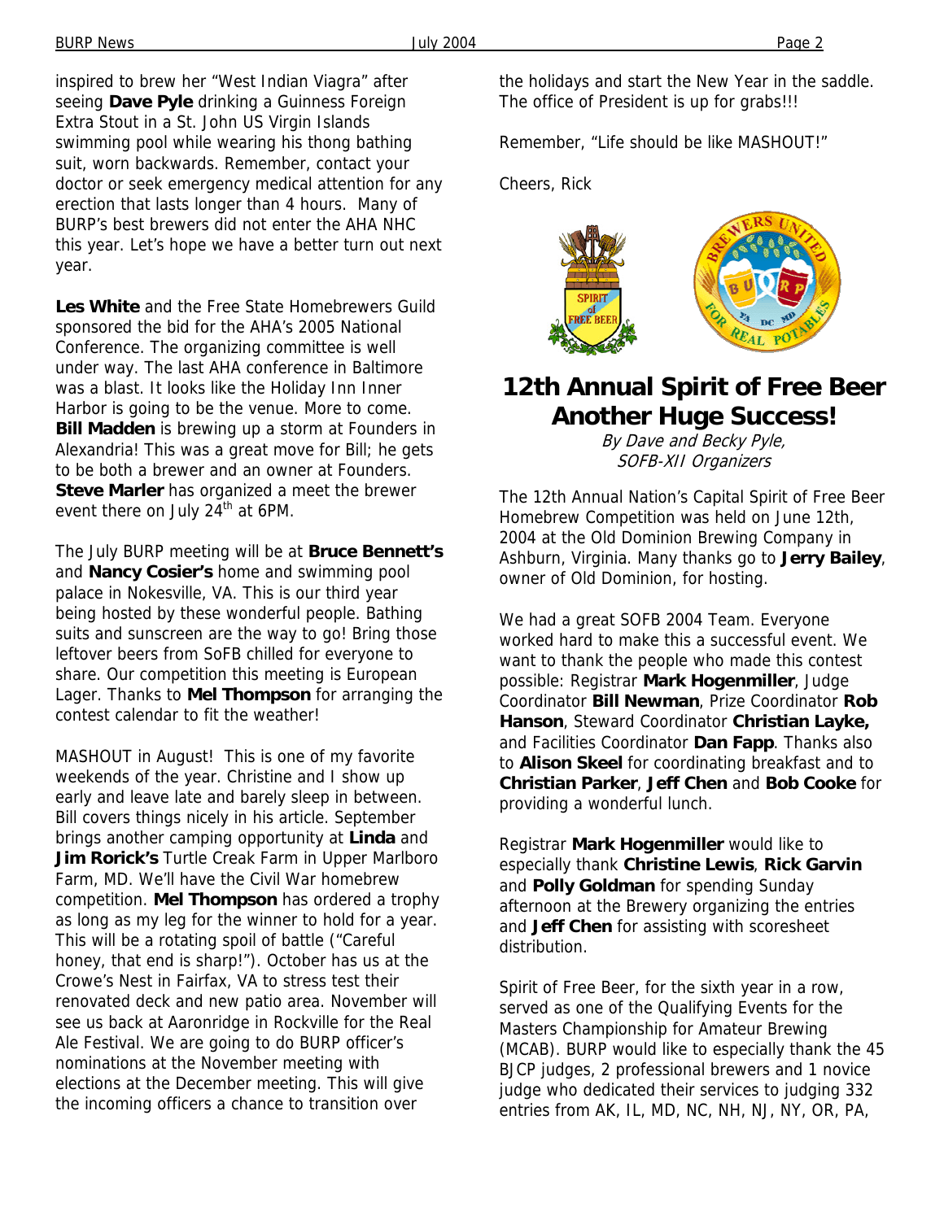inspired to brew her "West Indian Viagra" after seeing **Dave Pyle** drinking a Guinness Foreign Extra Stout in a St. John US Virgin Islands swimming pool while wearing his thong bathing suit, worn backwards. Remember, contact your doctor or seek emergency medical attention for any erection that lasts longer than 4 hours. Many of BURP's best brewers did not enter the AHA NHC this year. Let's hope we have a better turn out next year.

**Les White** and the Free State Homebrewers Guild sponsored the bid for the AHA's 2005 National Conference. The organizing committee is well under way. The last AHA conference in Baltimore was a blast. It looks like the Holiday Inn Inner Harbor is going to be the venue. More to come. **Bill Madden** is brewing up a storm at Founders in Alexandria! This was a great move for Bill; he gets to be both a brewer and an owner at Founders. **Steve Marler** has organized a meet the brewer event there on July 24th at 6PM.

The July BURP meeting will be at **Bruce Bennett's** and **Nancy Cosier's** home and swimming pool palace in Nokesville, VA. This is our third year being hosted by these wonderful people. Bathing suits and sunscreen are the way to go! Bring those leftover beers from SoFB chilled for everyone to share. Our competition this meeting is European Lager. Thanks to **Mel Thompson** for arranging the contest calendar to fit the weather!

MASHOUT in August! This is one of my favorite weekends of the year. Christine and I show up early and leave late and barely sleep in between. Bill covers things nicely in his article. September brings another camping opportunity at **Linda** and **Jim Rorick's** Turtle Creak Farm in Upper Marlboro Farm, MD. We'll have the Civil War homebrew competition. **Mel Thompson** has ordered a trophy as long as my leg for the winner to hold for a year. This will be a rotating spoil of battle ("Careful honey, that end is sharp!"). October has us at the Crowe's Nest in Fairfax, VA to stress test their renovated deck and new patio area. November will see us back at Aaronridge in Rockville for the Real Ale Festival. We are going to do BURP officer's nominations at the November meeting with elections at the December meeting. This will give the incoming officers a chance to transition over the holidays and start the New Year in the saddle. The office of President is up for grabs!!!

Remember, "Life should be like MASHOUT!"

Cheers, Rick

## 12th Annual Spirit of Free Beer Another Huge Success!

*By Dave and Becky Pyle, SOFB-XII Organizers*

The 12th Annual Nation's Capital Spirit of Free Beer Homebrew Competition was held on June 12th, 2004 at the Old Dominion Brewing Company in Ashburn, Virginia. Many thanks go to **Jerry Bailey**, owner of Old Dominion, for hosting.

We had a great SOFB 2004 Team. Everyone worked hard to make this a successful event. We want to thank the people who made this contest possible: Registrar **Mark Hogenmiller**, Judge Coordinator **Bill Newman**, Prize Coordinator **Rob Hanson**, Steward Coordinator **Christian Layke,** and Facilities Coordinator **Dan Fapp**. Thanks also to **Alison Skeel** for coordinating breakfast and to **Christian Parker**, **Jeff Chen** and **Bob Cooke** for providing a wonderful lunch.

Registrar **Mark Hogenmiller** would like to especially thank **Christine Lewis**, **Rick Garvin** and **Polly Goldman** for spending Sunday afternoon at the Brewery organizing the entries and **Jeff Chen** for assisting with scoresheet distribution.

Spirit of Free Beer, for the sixth year in a row, served as one of the Qualifying Events for the Masters Championship for Amateur Brewing (MCAB). BURP would like to especially thank the 45 BJCP judges, 2 professional brewers and 1 novice judge who dedicated their services to judging 332 entries from AK, IL, MD, NC, NH, NJ, NY, OR, PA,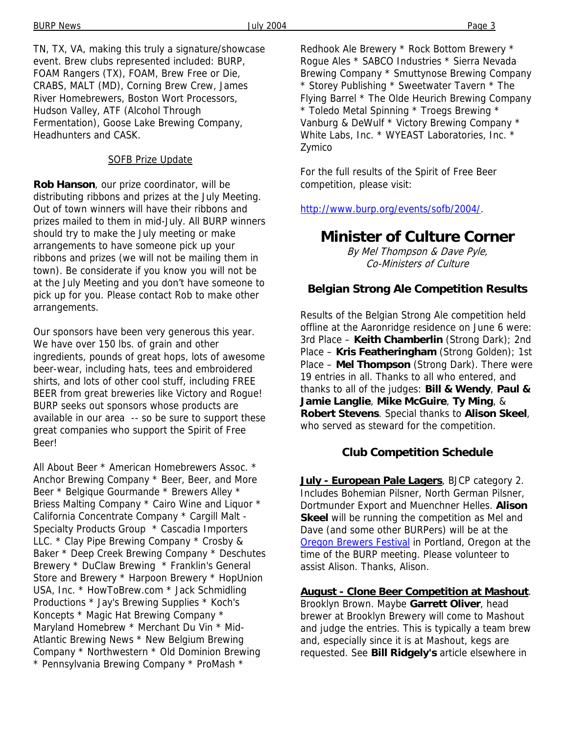TN, TX, VA, making this truly a signature/showcase event. Brew clubs represented included: BURP, FOAM Rangers (TX), FOAM, Brew Free or Die, CRABS, MALT (MD), Corning Brew Crew, James River Homebrewers, Boston Wort Processors, Hudson Valley, ATF (Alcohol Through Fermentation), Goose Lake Brewing Company, Headhunters and CASK.

### SOFB Prize Update

**Rob Hanson**, our prize coordinator, will be distributing ribbons and prizes at the July Meeting. Out of town winners will have their ribbons and prizes mailed to them in mid-July. All BURP winners should try to make the July meeting or make arrangements to have someone pick up your ribbons and prizes (we will not be mailing them in town). Be considerate if you know you will not be at the July Meeting and you don't have someone to pick up for you. Please contact Rob to make other arrangements.

Our sponsors have been very generous this year. We have over 150 lbs. of grain and other ingredients, pounds of great hops, lots of awesome beer-wear, including hats, tees and embroidered shirts, and lots of other cool stuff, including FREE BEER from great breweries like Victory and Rogue! BURP seeks out sponsors whose products are available in our area -- so be sure to support these great companies who support the Spirit of Free Beer!

All About Beer * American Homebrewers Assoc. * Anchor Brewing Company * Beer, Beer, and More Beer * Belgique Gourmande * Brewers Alley * Briess Malting Company * Cairo Wine and Liquor * California Concentrate Company * Cargill Malt - Specialty Products Group * Cascadia Importers LLC. * Clay Pipe Brewing Company * Crosby & Baker * Deep Creek Brewing Company * Deschutes Brewery * DuClaw Brewing * Franklin's General Store and Brewery * Harpoon Brewery * HopUnion USA, Inc. * HowToBrew.com * Jack Schmidling Productions * Jay's Brewing Supplies * Koch's Koncepts * Magic Hat Brewing Company * Maryland Homebrew * Merchant Du Vin * Mid-Atlantic Brewing News * New Belgium Brewing Company * Northwestern * Old Dominion Brewing * Pennsylvania Brewing Company * ProMash * Redhook Ale Brewery * Rock Bottom Brewery * Rogue Ales * SABCO Industries * Sierra Nevada Brewing Company * Smuttynose Brewing Company * Storey Publishing * Sweetwater Tavern * The Flying Barrel * The Olde Heurich Brewing Company * Toledo Metal Spinning * Troegs Brewing * Vanburg & DeWulf * Victory Brewing Company * White Labs, Inc. * WYEAST Laboratories, Inc. * Zymico

For the full results of the Spirit of Free Beer competition, please visit:

http://www.burp.org/events/sofb/2004/.

# Minister of Culture Corner

*By Mel Thompson & Dave Pyle, Co-Ministers of Culture*

### Belgian Strong Ale Competition Results

Results of the Belgian Strong Ale competition held offline at the Aaronridge residence on June 6 were: 3rd Place – **Keith Chamberlin** (Strong Dark); 2nd Place – **Kris Featheringham** (Strong Golden); 1st Place – **Mel Thompson** (Strong Dark). There were 19 entries in all. Thanks to all who entered, and thanks to all of the judges: **Bill & Wendy**, **Paul & Jamie Langlie**, **Mike McGuire**, **Ty Ming**, & **Robert Stevens**. Special thanks to **Alison Skeel**, who served as steward for the competition.

### Club Competition Schedule

**July - European Pale Lagers**, BJCP category 2. Includes Bohemian Pilsner, North German Pilsner, Dortmunder Export and Muenchner Helles. **Alison Skeel** will be running the competition as Mel and Dave (and some other BURPers) will be at the Oregon Brewers Festival in Portland, Oregon at the time of the BURP meeting. Please volunteer to assist Alison. Thanks, Alison.

**August - Clone Beer Competition at Mashout**. Brooklyn Brown. Maybe **Garrett Oliver**, head brewer at Brooklyn Brewery will come to Mashout and judge the entries. This is typically a team brew and, especially since it is at Mashout, kegs are requested. See **Bill Ridgely's** article elsewhere in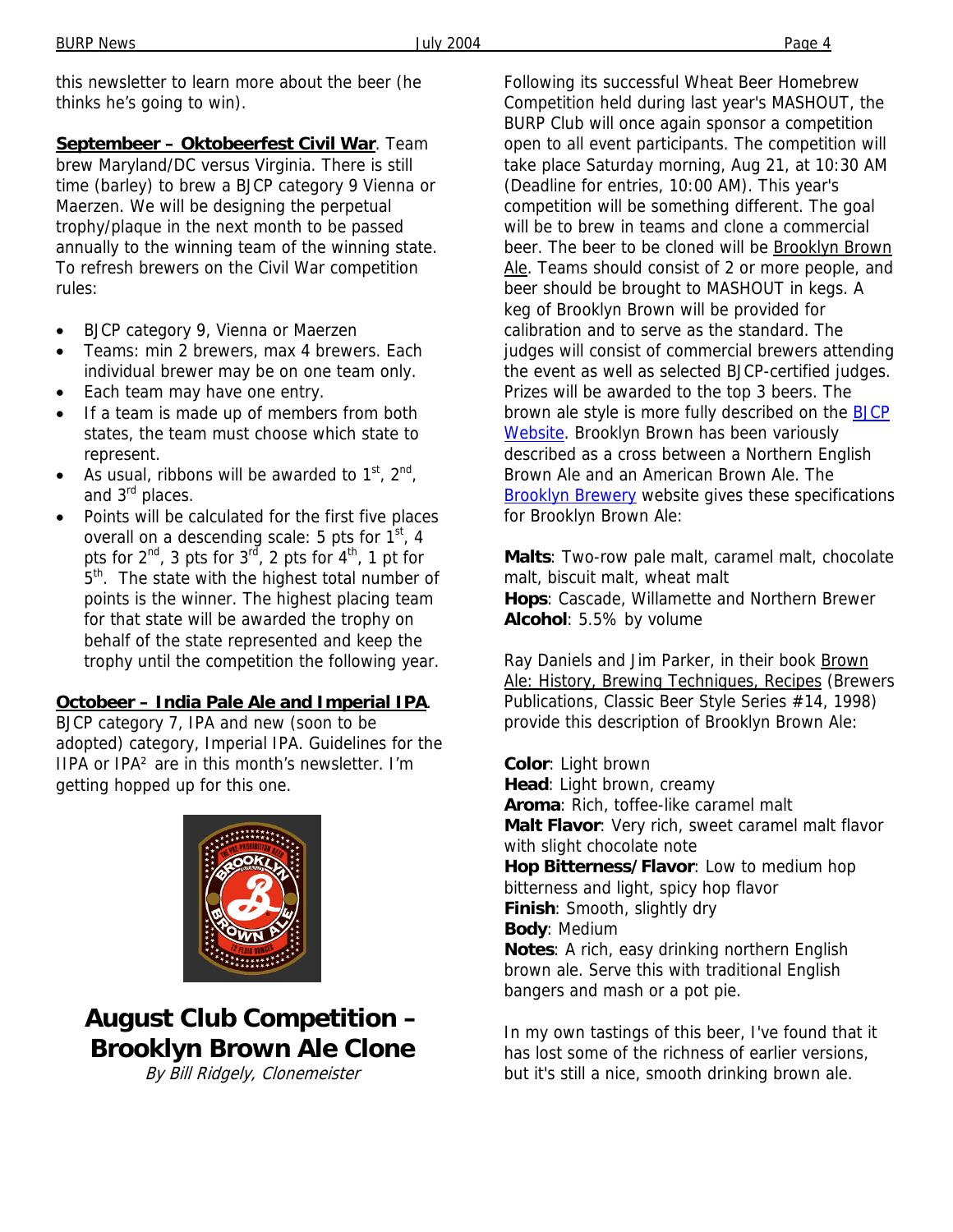this newsletter to learn more about the beer (he thinks he's going to win).

**Septembeer – Oktobeerfest Civil War**. Team brew Maryland/DC versus Virginia. There is still time (barley) to brew a BJCP category 9 Vienna or Maerzen. We will be designing the perpetual trophy/plaque in the next month to be passed annually to the winning team of the winning state. To refresh brewers on the Civil War competition rules:

- BJCP category 9, Vienna or Maerzen
- Teams: min 2 brewers, max 4 brewers. Each individual brewer may be on one team only.
- Each team may have one entry.
- If a team is made up of members from both states, the team must choose which state to represent.
- As usual, ribbons will be awarded to 1st, 2nd, and 3rd places.
- Points will be calculated for the first five places overall on a descending scale: 5 pts for 1st, 4 pts for 2nd, 3 pts for 3rd, 2 pts for 4th, 1 pt for 5th. The state with the highest total number of points is the winner. The highest placing team for that state will be awarded the trophy on behalf of the state represented and keep the trophy until the competition the following year.

**Octobeer – India Pale Ale and Imperial IPA**. BJCP category 7, IPA and new (soon to be adopted) category, Imperial IPA. Guidelines for the IIPA or IPA² are in this month's newsletter. I'm getting hopped up for this one.

# August Club Competition – Brooklyn Brown Ale Clone

*By Bill Ridgely, Clonemeister*

Following its successful Wheat Beer Homebrew Competition held during last year's MASHOUT, the BURP Club will once again sponsor a competition open to all event participants. The competition will take place Saturday morning, Aug 21, at 10:30 AM (Deadline for entries, 10:00 AM). This year's competition will be something different. The goal will be to brew in teams and clone a commercial beer. The beer to be cloned will be Brooklyn Brown Ale. Teams should consist of 2 or more people, and beer should be brought to MASHOUT in kegs. A keg of Brooklyn Brown will be provided for calibration and to serve as the standard. The judges will consist of commercial brewers attending the event as well as selected BJCP-certified judges. Prizes will be awarded to the top 3 beers. The brown ale style is more fully described on the BJCP Website. Brooklyn Brown has been variously described as a cross between a Northern English Brown Ale and an American Brown Ale. The Brooklyn Brewery website gives these specifications for Brooklyn Brown Ale:

**Malts**: Two-row pale malt, caramel malt, chocolate malt, biscuit malt, wheat malt
**Hops**: Cascade, Willamette and Northern Brewer
**Alcohol**: 5.5% by volume

Ray Daniels and Jim Parker, in their book Brown Ale: History, Brewing Techniques, Recipes (Brewers Publications, Classic Beer Style Series #14, 1998) provide this description of Brooklyn Brown Ale:

**Color**: Light brown
**Head**: Light brown, creamy
**Aroma**: Rich, toffee-like caramel malt
**Malt Flavor**: Very rich, sweet caramel malt flavor with slight chocolate note
**Hop Bitterness/Flavor**: Low to medium hop bitterness and light, spicy hop flavor
**Finish**: Smooth, slightly dry
**Body**: Medium
**Notes**: A rich, easy drinking northern English brown ale. Serve this with traditional English bangers and mash or a pot pie.

In my own tastings of this beer, I've found that it has lost some of the richness of earlier versions, but it's still a nice, smooth drinking brown ale.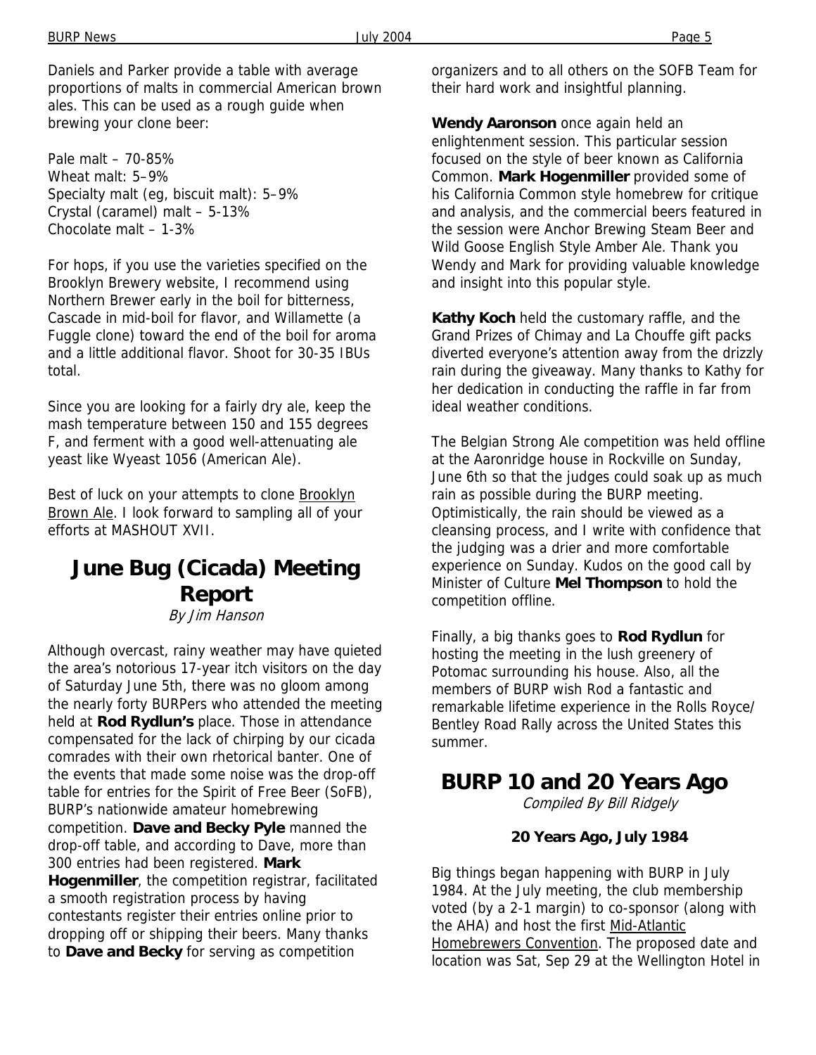Daniels and Parker provide a table with average proportions of malts in commercial American brown ales. This can be used as a rough guide when brewing your clone beer:

Pale malt – 70-85%
Wheat malt: 5–9%
Specialty malt (eg, biscuit malt): 5–9%
Crystal (caramel) malt – 5-13%
Chocolate malt – 1-3%

For hops, if you use the varieties specified on the Brooklyn Brewery website, I recommend using Northern Brewer early in the boil for bitterness, Cascade in mid-boil for flavor, and Willamette (a Fuggle clone) toward the end of the boil for aroma and a little additional flavor. Shoot for 30-35 IBUs total.

Since you are looking for a fairly dry ale, keep the mash temperature between 150 and 155 degrees F, and ferment with a good well-attenuating ale yeast like Wyeast 1056 (American Ale).

Best of luck on your attempts to clone Brooklyn Brown Ale. I look forward to sampling all of your efforts at MASHOUT XVII.

## June Bug (Cicada) Meeting Report

*By Jim Hanson*

Although overcast, rainy weather may have quieted the area's notorious 17-year itch visitors on the day of Saturday June 5th, there was no gloom among the nearly forty BURPers who attended the meeting held at **Rod Rydlun's** place. Those in attendance compensated for the lack of chirping by our cicada comrades with their own rhetorical banter. One of the events that made some noise was the drop-off table for entries for the Spirit of Free Beer (SoFB), BURP's nationwide amateur homebrewing competition. **Dave and Becky Pyle** manned the drop-off table, and according to Dave, more than 300 entries had been registered. **Mark Hogenmiller**, the competition registrar, facilitated a smooth registration process by having contestants register their entries online prior to dropping off or shipping their beers. Many thanks to **Dave and Becky** for serving as competition organizers and to all others on the SOFB Team for their hard work and insightful planning.

**Wendy Aaronson** once again held an enlightenment session. This particular session focused on the style of beer known as California Common. **Mark Hogenmiller** provided some of his California Common style homebrew for critique and analysis, and the commercial beers featured in the session were Anchor Brewing Steam Beer and Wild Goose English Style Amber Ale. Thank you Wendy and Mark for providing valuable knowledge and insight into this popular style.

**Kathy Koch** held the customary raffle, and the Grand Prizes of Chimay and La Chouffe gift packs diverted everyone's attention away from the drizzly rain during the giveaway. Many thanks to Kathy for her dedication in conducting the raffle in far from ideal weather conditions.

The Belgian Strong Ale competition was held offline at the Aaronridge house in Rockville on Sunday, June 6th so that the judges could soak up as much rain as possible during the BURP meeting. Optimistically, the rain should be viewed as a cleansing process, and I write with confidence that the judging was a drier and more comfortable experience on Sunday. Kudos on the good call by Minister of Culture **Mel Thompson** to hold the competition offline.

Finally, a big thanks goes to **Rod Rydlun** for hosting the meeting in the lush greenery of Potomac surrounding his house. Also, all the members of BURP wish Rod a fantastic and remarkable lifetime experience in the Rolls Royce/ Bentley Road Rally across the United States this summer.

## BURP 10 and 20 Years Ago

*Compiled By Bill Ridgely*

**20 Years Ago, July 1984**

Big things began happening with BURP in July 1984. At the July meeting, the club membership voted (by a 2-1 margin) to co-sponsor (along with the AHA) and host the first Mid-Atlantic Homebrewers Convention. The proposed date and location was Sat, Sep 29 at the Wellington Hotel in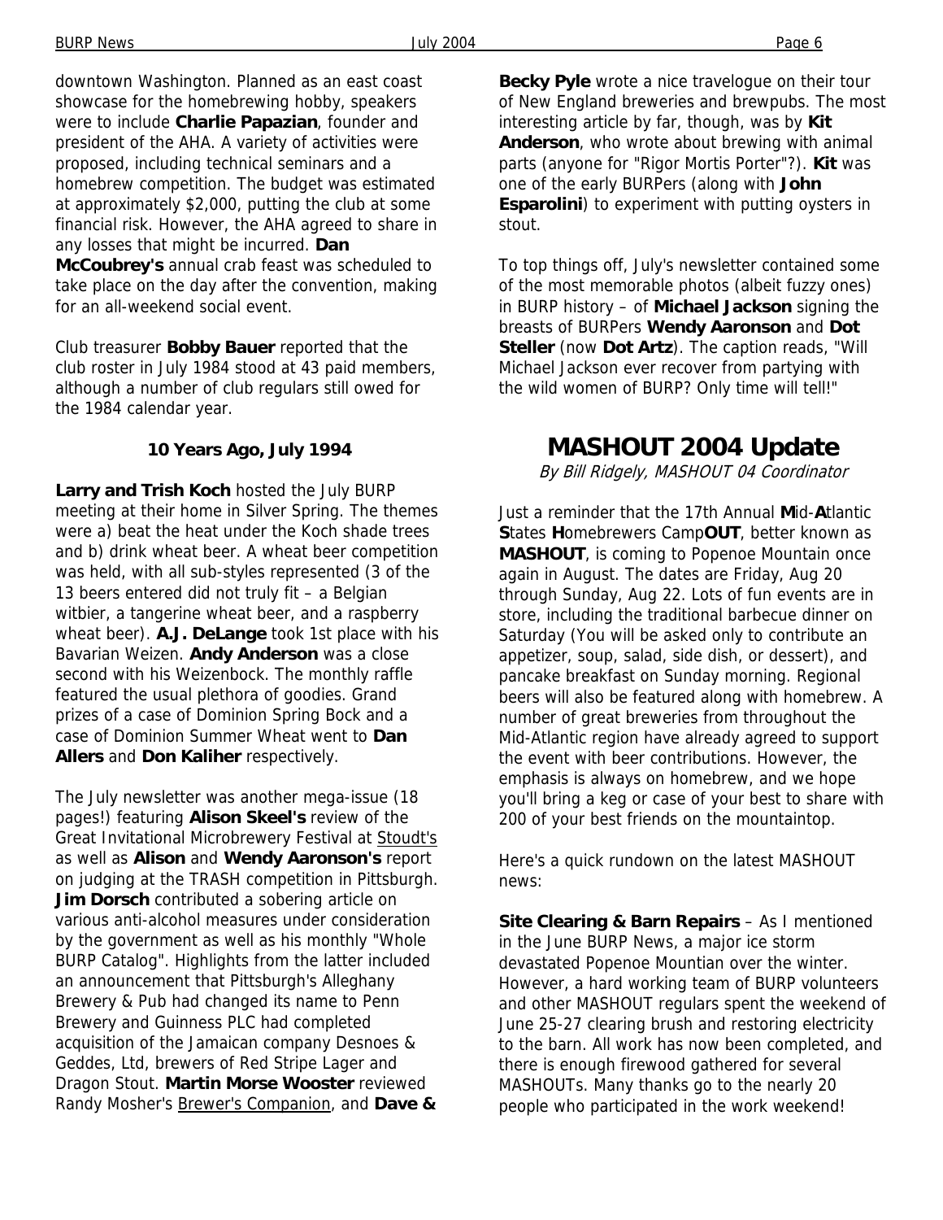downtown Washington. Planned as an east coast showcase for the homebrewing hobby, speakers were to include **Charlie Papazian**, founder and president of the AHA. A variety of activities were proposed, including technical seminars and a homebrew competition. The budget was estimated at approximately $2,000, putting the club at some financial risk. However, the AHA agreed to share in any losses that might be incurred. **Dan McCoubrey's** annual crab feast was scheduled to take place on the day after the convention, making for an all-weekend social event.

Club treasurer **Bobby Bauer** reported that the club roster in July 1984 stood at 43 paid members, although a number of club regulars still owed for the 1984 calendar year.

### 10 Years Ago, July 1994

**Larry and Trish Koch** hosted the July BURP meeting at their home in Silver Spring. The themes were a) beat the heat under the Koch shade trees and b) drink wheat beer. A wheat beer competition was held, with all sub-styles represented (3 of the 13 beers entered did not truly fit – a Belgian witbier, a tangerine wheat beer, and a raspberry wheat beer). **A.J. DeLange** took 1st place with his Bavarian Weizen. **Andy Anderson** was a close second with his Weizenbock. The monthly raffle featured the usual plethora of goodies. Grand prizes of a case of Dominion Spring Bock and a case of Dominion Summer Wheat went to **Dan Allers** and **Don Kaliher** respectively.

The July newsletter was another mega-issue (18 pages!) featuring **Alison Skeel's** review of the Great Invitational Microbrewery Festival at Stoudt's as well as **Alison** and **Wendy Aaronson's** report on judging at the TRASH competition in Pittsburgh. **Jim Dorsch** contributed a sobering article on various anti-alcohol measures under consideration by the government as well as his monthly "Whole BURP Catalog". Highlights from the latter included an announcement that Pittsburgh's Alleghany Brewery & Pub had changed its name to Penn Brewery and Guinness PLC had completed acquisition of the Jamaican company Desnoes & Geddes, Ltd, brewers of Red Stripe Lager and Dragon Stout. **Martin Morse Wooster** reviewed Randy Mosher's Brewer's Companion, and **Dave & Becky Pyle** wrote a nice travelogue on their tour of New England breweries and brewpubs. The most interesting article by far, though, was by **Kit Anderson**, who wrote about brewing with animal parts (anyone for "Rigor Mortis Porter"?). **Kit** was one of the early BURPers (along with **John Esparolini**) to experiment with putting oysters in stout.

To top things off, July's newsletter contained some of the most memorable photos (albeit fuzzy ones) in BURP history – of **Michael Jackson** signing the breasts of BURPers **Wendy Aaronson** and **Dot Steller** (now **Dot Artz**). The caption reads, "Will Michael Jackson ever recover from partying with the wild women of BURP? Only time will tell!"

# MASHOUT 2004 Update

*By Bill Ridgely, MASHOUT 04 Coordinator*

Just a reminder that the 17th Annual **M**id-**A**tlantic **S**tates **H**omebrewers Camp**OUT**, better known as **MASHOUT**, is coming to Popenoe Mountain once again in August. The dates are Friday, Aug 20 through Sunday, Aug 22. Lots of fun events are in store, including the traditional barbecue dinner on Saturday (You will be asked only to contribute an appetizer, soup, salad, side dish, or dessert), and pancake breakfast on Sunday morning. Regional beers will also be featured along with homebrew. A number of great breweries from throughout the Mid-Atlantic region have already agreed to support the event with beer contributions. However, the emphasis is always on homebrew, and we hope you'll bring a keg or case of your best to share with 200 of your best friends on the mountaintop.

Here's a quick rundown on the latest MASHOUT news:

**Site Clearing & Barn Repairs** – As I mentioned in the June BURP News, a major ice storm devastated Popenoe Mountian over the winter. However, a hard working team of BURP volunteers and other MASHOUT regulars spent the weekend of June 25-27 clearing brush and restoring electricity to the barn. All work has now been completed, and there is enough firewood gathered for several MASHOUTs. Many thanks go to the nearly 20 people who participated in the work weekend!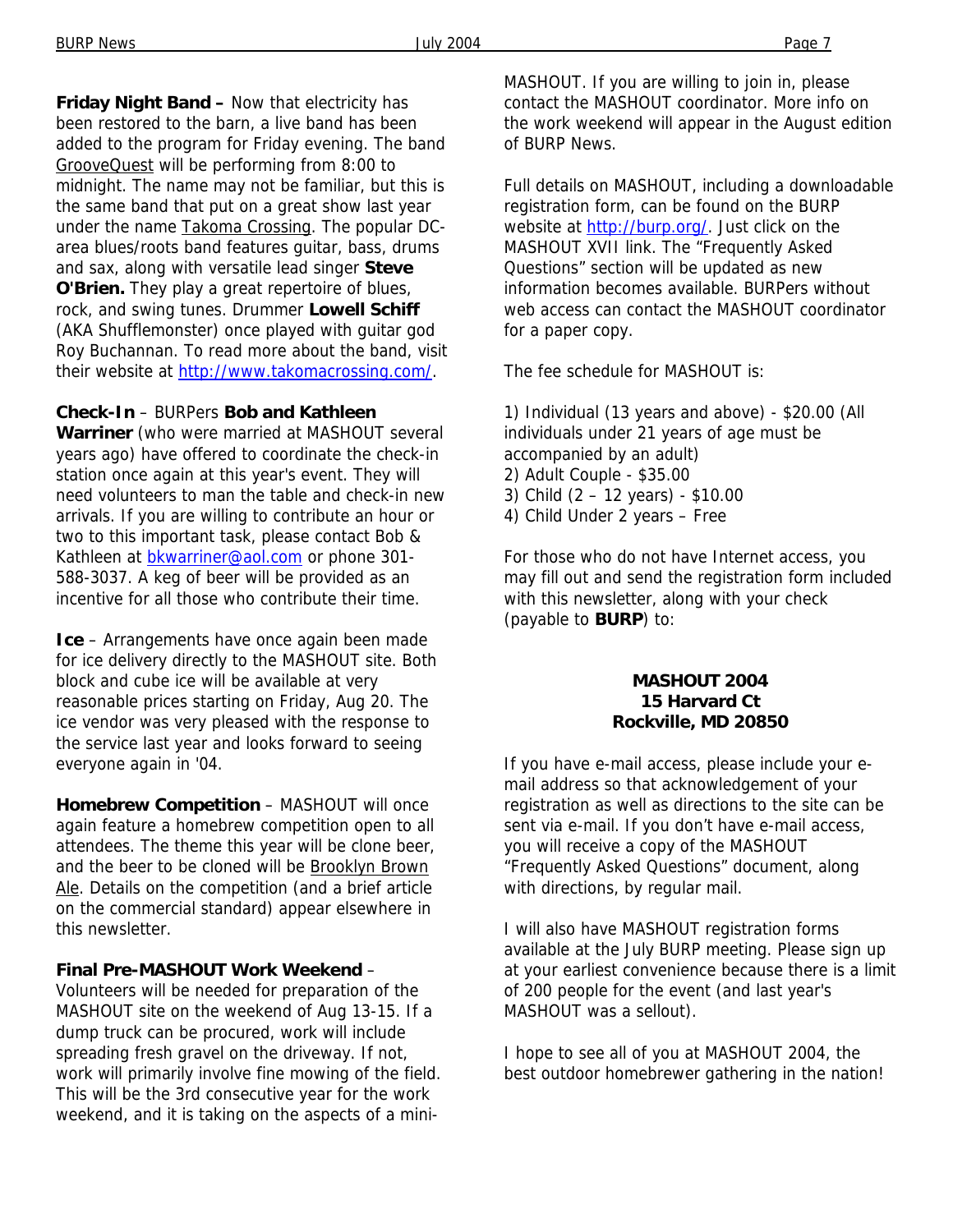**Friday Night Band –** Now that electricity has been restored to the barn, a live band has been added to the program for Friday evening. The band GrooveQuest will be performing from 8:00 to midnight. The name may not be familiar, but this is the same band that put on a great show last year under the name Takoma Crossing. The popular DC-area blues/roots band features guitar, bass, drums and sax, along with versatile lead singer **Steve O'Brien.** They play a great repertoire of blues, rock, and swing tunes. Drummer **Lowell Schiff** (AKA Shufflemonster) once played with guitar god Roy Buchannan. To read more about the band, visit their website at http://www.takomacrossing.com/.

**Check-In** – BURPers **Bob and Kathleen Warriner** (who were married at MASHOUT several years ago) have offered to coordinate the check-in station once again at this year's event. They will need volunteers to man the table and check-in new arrivals. If you are willing to contribute an hour or two to this important task, please contact Bob & Kathleen at bkwarriner@aol.com or phone 301-588-3037. A keg of beer will be provided as an incentive for all those who contribute their time.

**Ice** – Arrangements have once again been made for ice delivery directly to the MASHOUT site. Both block and cube ice will be available at very reasonable prices starting on Friday, Aug 20. The ice vendor was very pleased with the response to the service last year and looks forward to seeing everyone again in '04.

**Homebrew Competition** – MASHOUT will once again feature a homebrew competition open to all attendees. The theme this year will be clone beer, and the beer to be cloned will be Brooklyn Brown Ale. Details on the competition (and a brief article on the commercial standard) appear elsewhere in this newsletter.

**Final Pre-MASHOUT Work Weekend** – Volunteers will be needed for preparation of the MASHOUT site on the weekend of Aug 13-15. If a dump truck can be procured, work will include spreading fresh gravel on the driveway. If not, work will primarily involve fine mowing of the field. This will be the 3rd consecutive year for the work weekend, and it is taking on the aspects of a mini-MASHOUT. If you are willing to join in, please contact the MASHOUT coordinator. More info on the work weekend will appear in the August edition of BURP News.

Full details on MASHOUT, including a downloadable registration form, can be found on the BURP website at http://burp.org/. Just click on the MASHOUT XVII link. The "Frequently Asked Questions" section will be updated as new information becomes available. BURPers without web access can contact the MASHOUT coordinator for a paper copy.

The fee schedule for MASHOUT is:

1) Individual (13 years and above) - $20.00 (All individuals under 21 years of age must be accompanied by an adult)
2) Adult Couple - $35.00
3) Child (2 – 12 years) - $10.00
4) Child Under 2 years – Free

For those who do not have Internet access, you may fill out and send the registration form included with this newsletter, along with your check (payable to **BURP**) to:

**MASHOUT 2004**
**15 Harvard Ct**
**Rockville, MD 20850**

If you have e-mail access, please include your e-mail address so that acknowledgement of your registration as well as directions to the site can be sent via e-mail. If you don't have e-mail access, you will receive a copy of the MASHOUT "Frequently Asked Questions" document, along with directions, by regular mail.

I will also have MASHOUT registration forms available at the July BURP meeting. Please sign up at your earliest convenience because there is a limit of 200 people for the event (and last year's MASHOUT was a sellout).

I hope to see all of you at MASHOUT 2004, the best outdoor homebrewer gathering in the nation!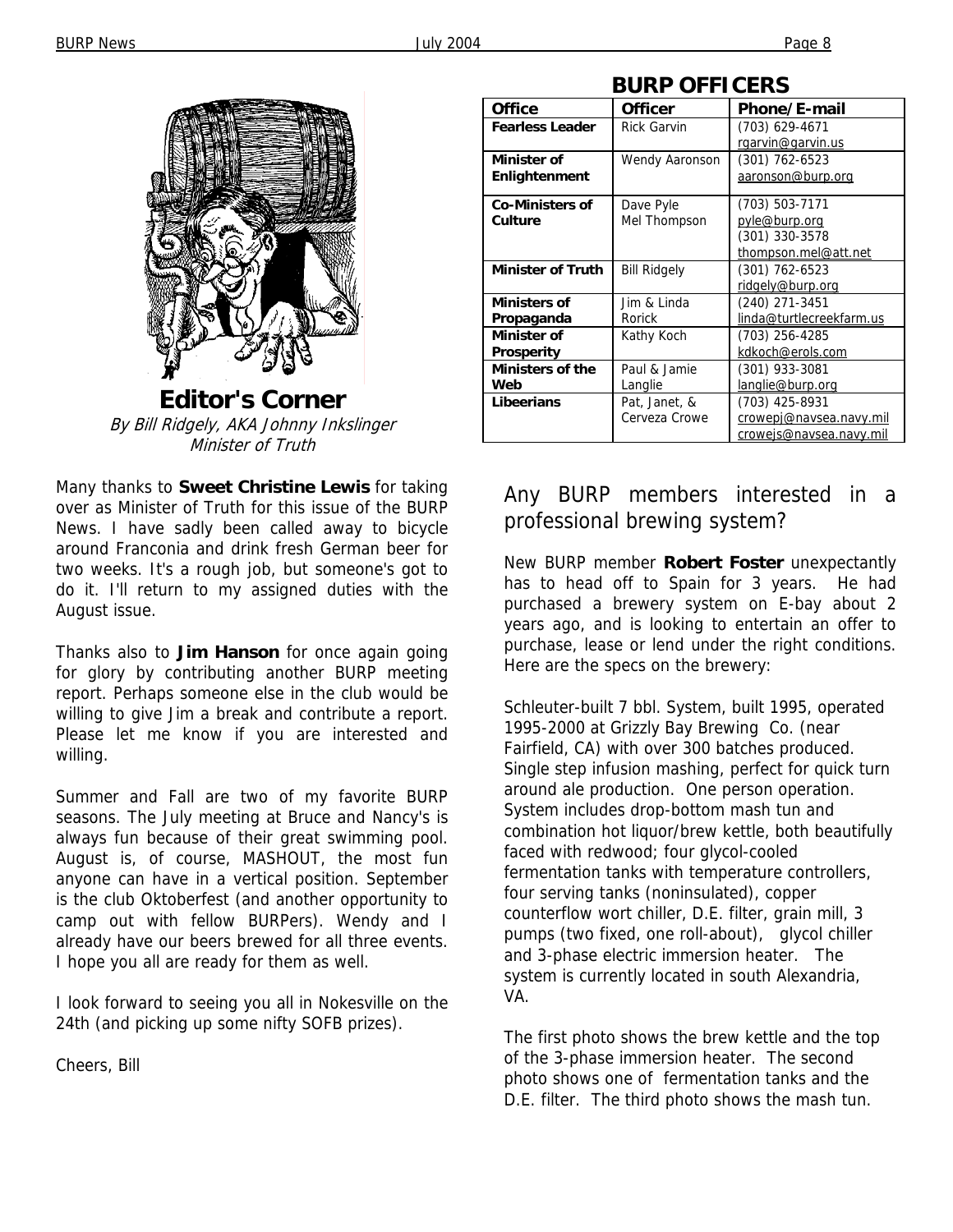## Editor's Corner

*By Bill Ridgely, AKA Johnny Inkslinger*
*Minister of Truth*

Many thanks to **Sweet Christine Lewis** for taking over as Minister of Truth for this issue of the BURP News. I have sadly been called away to bicycle around Franconia and drink fresh German beer for two weeks. It's a rough job, but someone's got to do it. I'll return to my assigned duties with the August issue.

Thanks also to **Jim Hanson** for once again going for glory by contributing another BURP meeting report. Perhaps someone else in the club would be willing to give Jim a break and contribute a report. Please let me know if you are interested and willing.

Summer and Fall are two of my favorite BURP seasons. The July meeting at Bruce and Nancy's is always fun because of their great swimming pool. August is, of course, MASHOUT, the most fun anyone can have in a vertical position. September is the club Oktoberfest (and another opportunity to camp out with fellow BURPers). Wendy and I already have our beers brewed for all three events. I hope you all are ready for them as well.

I look forward to seeing you all in Nokesville on the 24th (and picking up some nifty SOFB prizes).

Cheers, Bill

## BURP OFFICERS

| Office | Officer | Phone/E-mail |
|---|---|---|
| **Fearless Leader** | Rick Garvin | (703) 629-4671 rgarvin@garvin.us |
| **Minister of Enlightenment** | Wendy Aaronson | (301) 762-6523 aaronson@burp.org |
| **Co-Ministers of Culture** | Dave Pyle Mel Thompson | (703) 503-7171 pyle@burp.org (301) 330-3578 thompson.mel@att.net |
| **Minister of Truth** | Bill Ridgely | (301) 762-6523 ridgely@burp.org |
| **Ministers of Propaganda** | Jim & Linda Rorick | (240) 271-3451 linda@turtlecreekfarm.us |
| **Minister of Prosperity** | Kathy Koch | (703) 256-4285 kdkoch@erols.com |
| **Ministers of the Web** | Paul & Jamie Langlie | (301) 933-3081 langlie@burp.org |
| **Libeerians** | Pat, Janet, & Cerveza Crowe | (703) 425-8931 crowepj@navsea.navy.mil crowejs@navsea.navy.mil |

## Any BURP members interested in a professional brewing system?

New BURP member **Robert Foster** unexpectantly has to head off to Spain for 3 years. He had purchased a brewery system on E-bay about 2 years ago, and is looking to entertain an offer to purchase, lease or lend under the right conditions. Here are the specs on the brewery:

Schleuter-built 7 bbl. System, built 1995, operated 1995-2000 at Grizzly Bay Brewing Co. (near Fairfield, CA) with over 300 batches produced. Single step infusion mashing, perfect for quick turn around ale production. One person operation. System includes drop-bottom mash tun and combination hot liquor/brew kettle, both beautifully faced with redwood; four glycol-cooled fermentation tanks with temperature controllers, four serving tanks (noninsulated), copper counterflow wort chiller, D.E. filter, grain mill, 3 pumps (two fixed, one roll-about), glycol chiller and 3-phase electric immersion heater. The system is currently located in south Alexandria, VA.

The first photo shows the brew kettle and the top of the 3-phase immersion heater. The second photo shows one of fermentation tanks and the D.E. filter. The third photo shows the mash tun.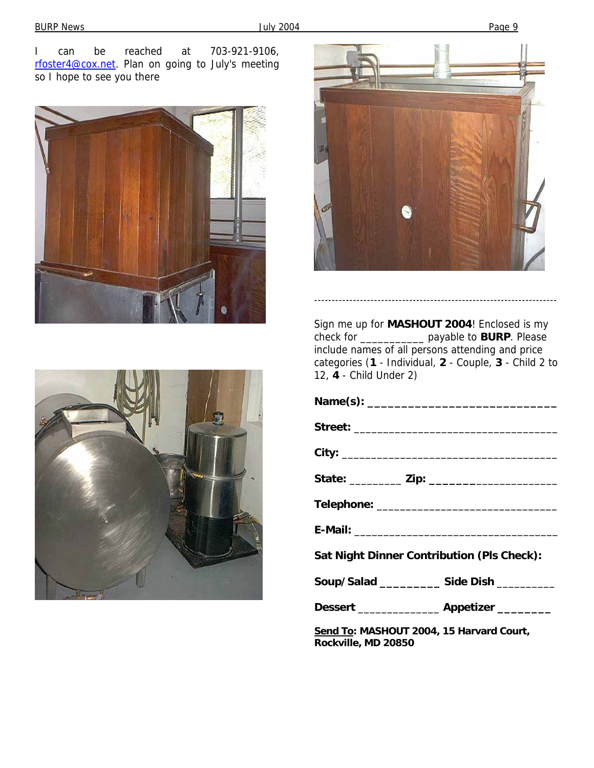I can be reached at 703-921-9106, rfoster4@cox.net. Plan on going to July's meeting so I hope to see you there

---

Sign me up for **MASHOUT 2004**! Enclosed is my check for ___________ payable to **BURP**. Please include names of all persons attending and price categories (**1** - Individual, **2** - Couple, **3** - Child 2 to 12, **4** - Child Under 2)

**Name(s):** ____________________________

**Street:** __________________________________

**City:** ____________________________________

**State:** _________ **Zip:** ______________________

**Telephone:** ______________________________

**E-Mail:** __________________________________

**Sat Night Dinner Contribution (Pls Check):**

**Soup/Salad** _________ **Side Dish** __________

**Dessert** ______________ **Appetizer** ________

**Send To: MASHOUT 2004, 15 Harvard Court, Rockville, MD 20850**